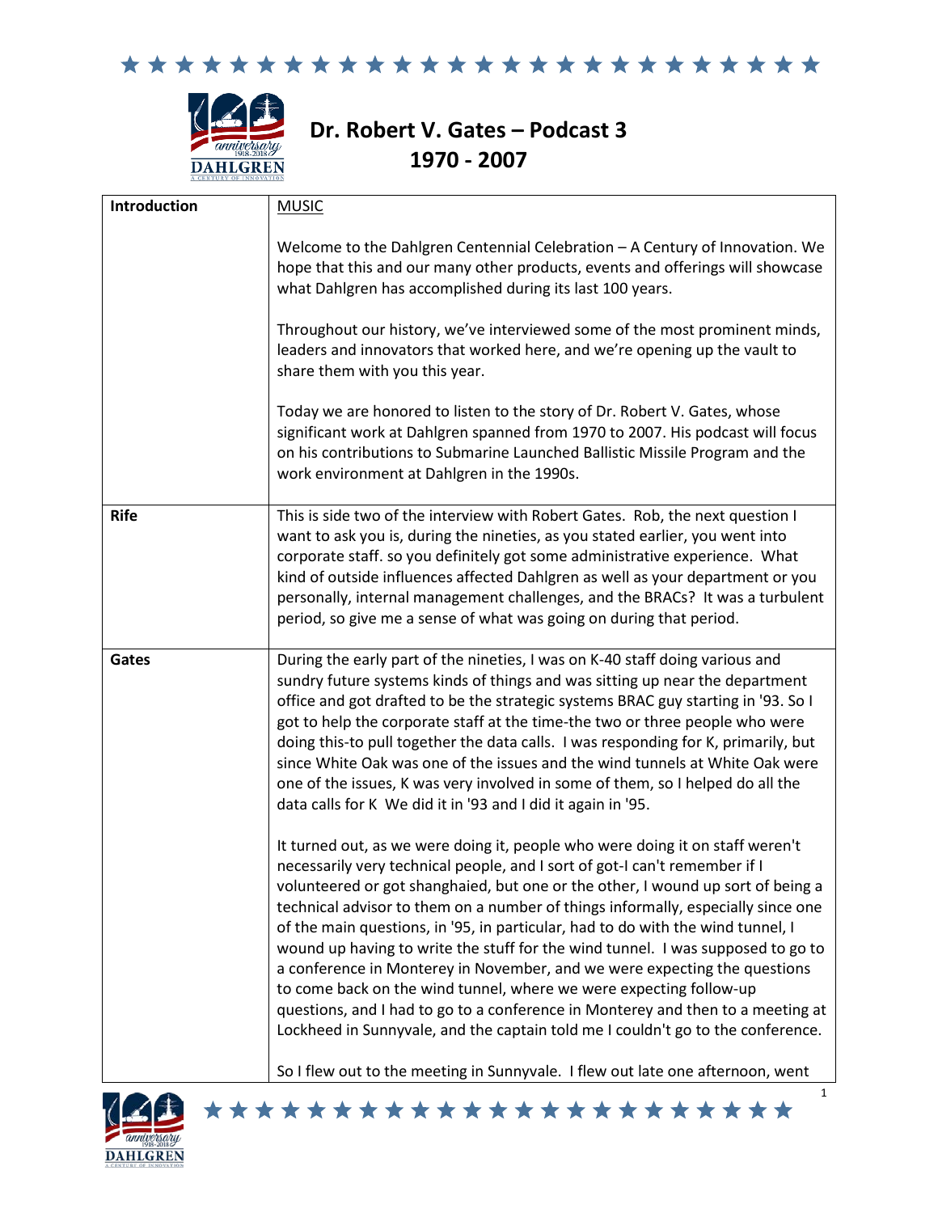# Dr. Robert V. Gates – Podcast 3
## 1970 - 2007

| | |
|---|---|
| **Introduction** | MUSIC<br><br>Welcome to the Dahlgren Centennial Celebration – A Century of Innovation. We hope that this and our many other products, events and offerings will showcase what Dahlgren has accomplished during its last 100 years.<br><br>Throughout our history, we've interviewed some of the most prominent minds, leaders and innovators that worked here, and we're opening up the vault to share them with you this year.<br><br>Today we are honored to listen to the story of Dr. Robert V. Gates, whose significant work at Dahlgren spanned from 1970 to 2007. His podcast will focus on his contributions to Submarine Launched Ballistic Missile Program and the work environment at Dahlgren in the 1990s. |
| **Rife** | This is side two of the interview with Robert Gates. Rob, the next question I want to ask you is, during the nineties, as you stated earlier, you went into corporate staff. so you definitely got some administrative experience. What kind of outside influences affected Dahlgren as well as your department or you personally, internal management challenges, and the BRACs? It was a turbulent period, so give me a sense of what was going on during that period. |
| **Gates** | During the early part of the nineties, I was on K-40 staff doing various and sundry future systems kinds of things and was sitting up near the department office and got drafted to be the strategic systems BRAC guy starting in '93. So I got to help the corporate staff at the time-the two or three people who were doing this-to pull together the data calls. I was responding for K, primarily, but since White Oak was one of the issues and the wind tunnels at White Oak were one of the issues, K was very involved in some of them, so I helped do all the data calls for K We did it in '93 and I did it again in '95.<br><br>It turned out, as we were doing it, people who were doing it on staff weren't necessarily very technical people, and I sort of got-I can't remember if I volunteered or got shanghaied, but one or the other, I wound up sort of being a technical advisor to them on a number of things informally, especially since one of the main questions, in '95, in particular, had to do with the wind tunnel, I wound up having to write the stuff for the wind tunnel. I was supposed to go to a conference in Monterey in November, and we were expecting the questions to come back on the wind tunnel, where we were expecting follow-up questions, and I had to go to a conference in Monterey and then to a meeting at Lockheed in Sunnyvale, and the captain told me I couldn't go to the conference.<br><br>So I flew out to the meeting in Sunnyvale. I flew out late one afternoon, went |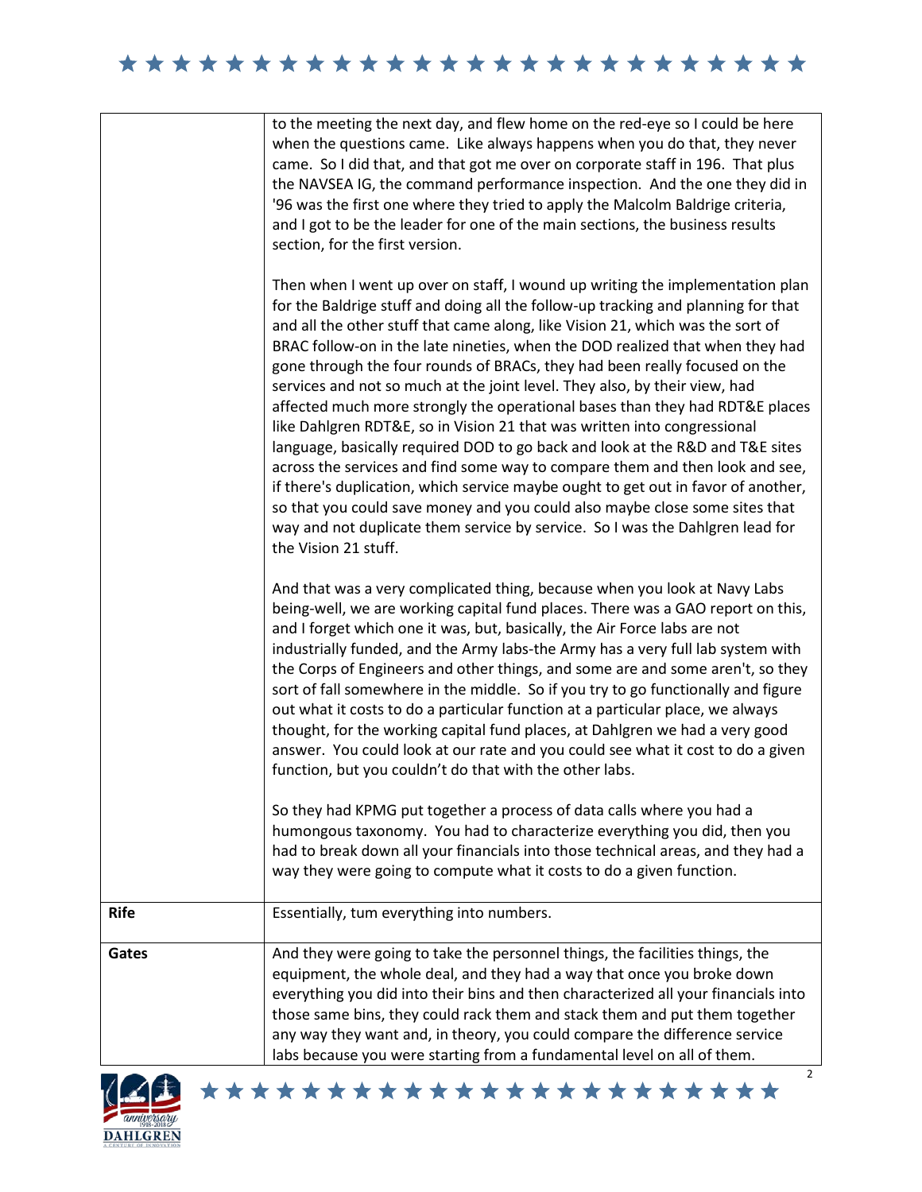| | |
|---|---|
| | to the meeting the next day, and flew home on the red-eye so I could be here when the questions came. Like always happens when you do that, they never came. So I did that, and that got me over on corporate staff in 196. That plus the NAVSEA IG, the command performance inspection. And the one they did in '96 was the first one where they tried to apply the Malcolm Baldrige criteria, and I got to be the leader for one of the main sections, the business results section, for the first version.<br><br>Then when I went up over on staff, I wound up writing the implementation plan for the Baldrige stuff and doing all the follow-up tracking and planning for that and all the other stuff that came along, like Vision 21, which was the sort of BRAC follow-on in the late nineties, when the DOD realized that when they had gone through the four rounds of BRACs, they had been really focused on the services and not so much at the joint level. They also, by their view, had affected much more strongly the operational bases than they had RDT&E places like Dahlgren RDT&E, so in Vision 21 that was written into congressional language, basically required DOD to go back and look at the R&D and T&E sites across the services and find some way to compare them and then look and see, if there's duplication, which service maybe ought to get out in favor of another, so that you could save money and you could also maybe close some sites that way and not duplicate them service by service. So I was the Dahlgren lead for the Vision 21 stuff.<br><br>And that was a very complicated thing, because when you look at Navy Labs being-well, we are working capital fund places. There was a GAO report on this, and I forget which one it was, but, basically, the Air Force labs are not industrially funded, and the Army labs-the Army has a very full lab system with the Corps of Engineers and other things, and some are and some aren't, so they sort of fall somewhere in the middle. So if you try to go functionally and figure out what it costs to do a particular function at a particular place, we always thought, for the working capital fund places, at Dahlgren we had a very good answer. You could look at our rate and you could see what it cost to do a given function, but you couldn't do that with the other labs.<br><br>So they had KPMG put together a process of data calls where you had a humongous taxonomy. You had to characterize everything you did, then you had to break down all your financials into those technical areas, and they had a way they were going to compute what it costs to do a given function. |
| **Rife** | Essentially, tum everything into numbers. |
| **Gates** | And they were going to take the personnel things, the facilities things, the equipment, the whole deal, and they had a way that once you broke down everything you did into their bins and then characterized all your financials into those same bins, they could rack them and stack them and put them together any way they want and, in theory, you could compare the difference service labs because you were starting from a fundamental level on all of them. |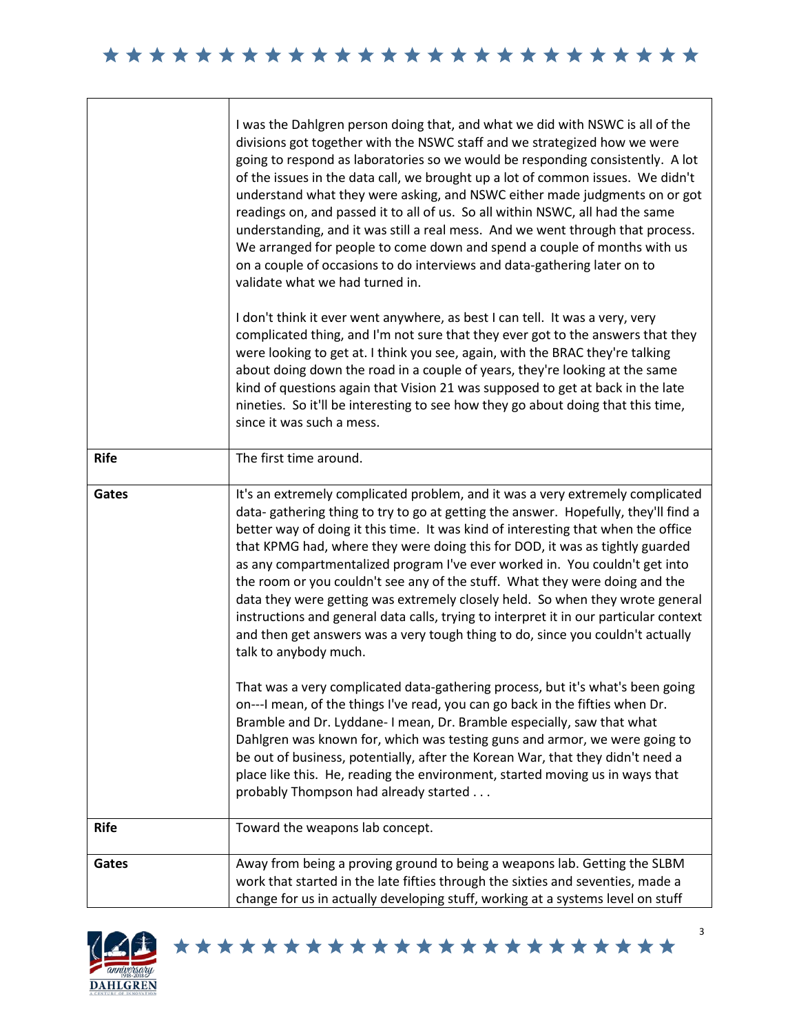| | |
|---|---|
| | I was the Dahlgren person doing that, and what we did with NSWC is all of the divisions got together with the NSWC staff and we strategized how we were going to respond as laboratories so we would be responding consistently. A lot of the issues in the data call, we brought up a lot of common issues. We didn't understand what they were asking, and NSWC either made judgments on or got readings on, and passed it to all of us. So all within NSWC, all had the same understanding, and it was still a real mess. And we went through that process. We arranged for people to come down and spend a couple of months with us on a couple of occasions to do interviews and data-gathering later on to validate what we had turned in.<br><br>I don't think it ever went anywhere, as best I can tell. It was a very, very complicated thing, and I'm not sure that they ever got to the answers that they were looking to get at. I think you see, again, with the BRAC they're talking about doing down the road in a couple of years, they're looking at the same kind of questions again that Vision 21 was supposed to get at back in the late nineties. So it'll be interesting to see how they go about doing that this time, since it was such a mess. |
| **Rife** | The first time around. |
| **Gates** | It's an extremely complicated problem, and it was a very extremely complicated data- gathering thing to try to go at getting the answer. Hopefully, they'll find a better way of doing it this time. It was kind of interesting that when the office that KPMG had, where they were doing this for DOD, it was as tightly guarded as any compartmentalized program I've ever worked in. You couldn't get into the room or you couldn't see any of the stuff. What they were doing and the data they were getting was extremely closely held. So when they wrote general instructions and general data calls, trying to interpret it in our particular context and then get answers was a very tough thing to do, since you couldn't actually talk to anybody much.<br><br>That was a very complicated data-gathering process, but it's what's been going on---I mean, of the things I've read, you can go back in the fifties when Dr. Bramble and Dr. Lyddane- I mean, Dr. Bramble especially, saw that what Dahlgren was known for, which was testing guns and armor, we were going to be out of business, potentially, after the Korean War, that they didn't need a place like this. He, reading the environment, started moving us in ways that probably Thompson had already started . . . |
| **Rife** | Toward the weapons lab concept. |
| **Gates** | Away from being a proving ground to being a weapons lab. Getting the SLBM work that started in the late fifties through the sixties and seventies, made a change for us in actually developing stuff, working at a systems level on stuff |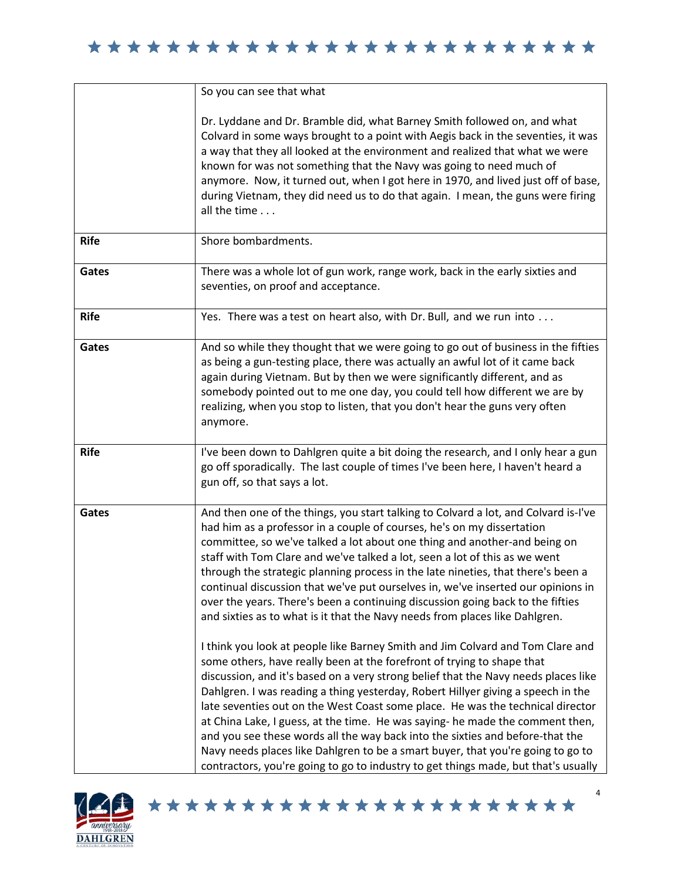|  |  |
|---|---|
|  | So you can see that what<br><br>Dr. Lyddane and Dr. Bramble did, what Barney Smith followed on, and what Colvard in some ways brought to a point with Aegis back in the seventies, it was a way that they all looked at the environment and realized that what we were known for was not something that the Navy was going to need much of anymore. Now, it turned out, when I got here in 1970, and lived just off of base, during Vietnam, they did need us to do that again. I mean, the guns were firing all the time . . . |
| **Rife** | Shore bombardments. |
| **Gates** | There was a whole lot of gun work, range work, back in the early sixties and seventies, on proof and acceptance. |
| **Rife** | Yes. There was a test on heart also, with Dr. Bull, and we run into . . . |
| **Gates** | And so while they thought that we were going to go out of business in the fifties as being a gun-testing place, there was actually an awful lot of it came back again during Vietnam. But by then we were significantly different, and as somebody pointed out to me one day, you could tell how different we are by realizing, when you stop to listen, that you don't hear the guns very often anymore. |
| **Rife** | I've been down to Dahlgren quite a bit doing the research, and I only hear a gun go off sporadically. The last couple of times I've been here, I haven't heard a gun off, so that says a lot. |
| **Gates** | And then one of the things, you start talking to Colvard a lot, and Colvard is-I've had him as a professor in a couple of courses, he's on my dissertation committee, so we've talked a lot about one thing and another-and being on staff with Tom Clare and we've talked a lot, seen a lot of this as we went through the strategic planning process in the late nineties, that there's been a continual discussion that we've put ourselves in, we've inserted our opinions in over the years. There's been a continuing discussion going back to the fifties and sixties as to what is it that the Navy needs from places like Dahlgren.<br><br>I think you look at people like Barney Smith and Jim Colvard and Tom Clare and some others, have really been at the forefront of trying to shape that discussion, and it's based on a very strong belief that the Navy needs places like Dahlgren. I was reading a thing yesterday, Robert Hillyer giving a speech in the late seventies out on the West Coast some place. He was the technical director at China Lake, I guess, at the time. He was saying- he made the comment then, and you see these words all the way back into the sixties and before-that the Navy needs places like Dahlgren to be a smart buyer, that you're going to go to contractors, you're going to go to industry to get things made, but that's usually |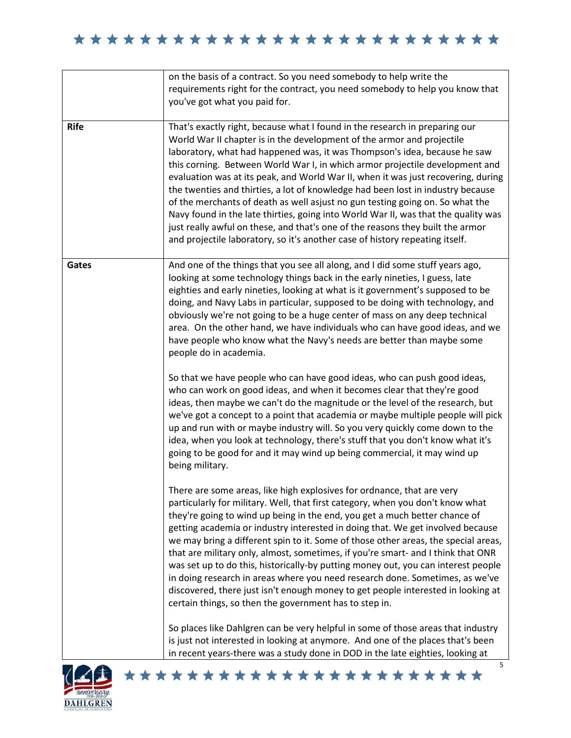| | |
|---|---|
| | on the basis of a contract. So you need somebody to help write the requirements right for the contract, you need somebody to help you know that you've got what you paid for. |
| **Rife** | That's exactly right, because what I found in the research in preparing our World War II chapter is in the development of the armor and projectile laboratory, what had happened was, it was Thompson's idea, because he saw this corning. Between World War I, in which armor projectile development and evaluation was at its peak, and World War II, when it was just recovering, during the twenties and thirties, a lot of knowledge had been lost in industry because of the merchants of death as well asjust no gun testing going on. So what the Navy found in the late thirties, going into World War II, was that the quality was just really awful on these, and that's one of the reasons they built the armor and projectile laboratory, so it's another case of history repeating itself. |
| **Gates** | And one of the things that you see all along, and I did some stuff years ago, looking at some technology things back in the early nineties, I guess, late eighties and early nineties, looking at what is it government's supposed to be doing, and Navy Labs in particular, supposed to be doing with technology, and obviously we're not going to be a huge center of mass on any deep technical area. On the other hand, we have individuals who can have good ideas, and we have people who know what the Navy's needs are better than maybe some people do in academia.<br><br>So that we have people who can have good ideas, who can push good ideas, who can work on good ideas, and when it becomes clear that they're good ideas, then maybe we can't do the magnitude or the level of the research, but we've got a concept to a point that academia or maybe multiple people will pick up and run with or maybe industry will. So you very quickly come down to the idea, when you look at technology, there's stuff that you don't know what it's going to be good for and it may wind up being commercial, it may wind up being military.<br><br>There are some areas, like high explosives for ordnance, that are very particularly for military. Well, that first category, when you don't know what they're going to wind up being in the end, you get a much better chance of getting academia or industry interested in doing that. We get involved because we may bring a different spin to it. Some of those other areas, the special areas, that are military only, almost, sometimes, if you're smart- and I think that ONR was set up to do this, historically-by putting money out, you can interest people in doing research in areas where you need research done. Sometimes, as we've discovered, there just isn't enough money to get people interested in looking at certain things, so then the government has to step in.<br><br>So places like Dahlgren can be very helpful in some of those areas that industry is just not interested in looking at anymore. And one of the places that's been in recent years-there was a study done in DOD in the late eighties, looking at |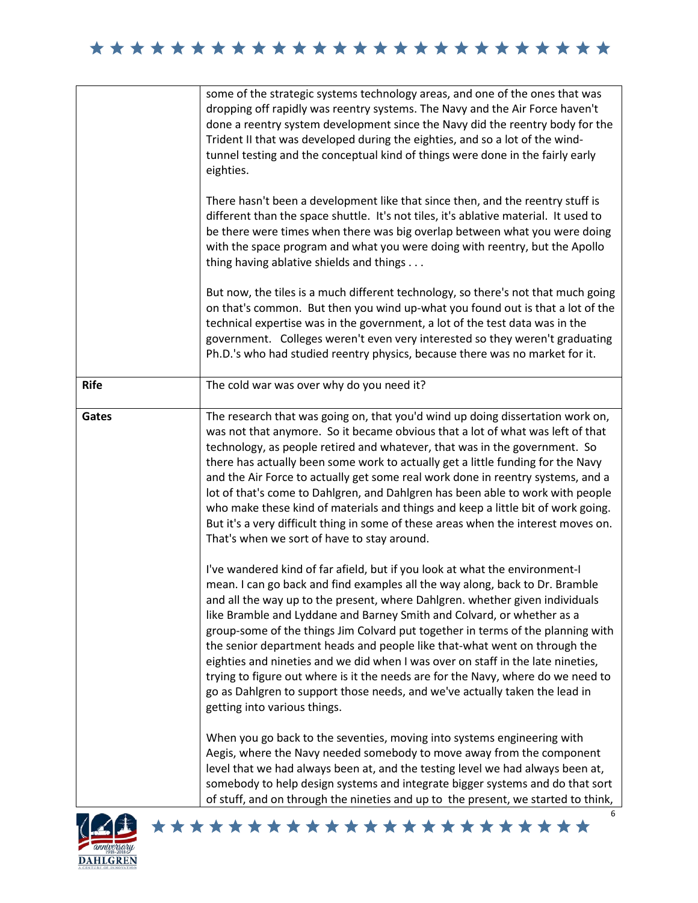| | |
|---|---|
| | some of the strategic systems technology areas, and one of the ones that was dropping off rapidly was reentry systems. The Navy and the Air Force haven't done a reentry system development since the Navy did the reentry body for the Trident II that was developed during the eighties, and so a lot of the wind-tunnel testing and the conceptual kind of things were done in the fairly early eighties.<br><br>There hasn't been a development like that since then, and the reentry stuff is different than the space shuttle. It's not tiles, it's ablative material. It used to be there were times when there was big overlap between what you were doing with the space program and what you were doing with reentry, but the Apollo thing having ablative shields and things . . .<br><br>But now, the tiles is a much different technology, so there's not that much going on that's common. But then you wind up-what you found out is that a lot of the technical expertise was in the government, a lot of the test data was in the government. Colleges weren't even very interested so they weren't graduating Ph.D.'s who had studied reentry physics, because there was no market for it. |
| **Rife** | The cold war was over why do you need it? |
| **Gates** | The research that was going on, that you'd wind up doing dissertation work on, was not that anymore. So it became obvious that a lot of what was left of that technology, as people retired and whatever, that was in the government. So there has actually been some work to actually get a little funding for the Navy and the Air Force to actually get some real work done in reentry systems, and a lot of that's come to Dahlgren, and Dahlgren has been able to work with people who make these kind of materials and things and keep a little bit of work going. But it's a very difficult thing in some of these areas when the interest moves on. That's when we sort of have to stay around.<br><br>I've wandered kind of far afield, but if you look at what the environment-I mean. I can go back and find examples all the way along, back to Dr. Bramble and all the way up to the present, where Dahlgren. whether given individuals like Bramble and Lyddane and Barney Smith and Colvard, or whether as a group-some of the things Jim Colvard put together in terms of the planning with the senior department heads and people like that-what went on through the eighties and nineties and we did when I was over on staff in the late nineties, trying to figure out where is it the needs are for the Navy, where do we need to go as Dahlgren to support those needs, and we've actually taken the lead in getting into various things.<br><br>When you go back to the seventies, moving into systems engineering with Aegis, where the Navy needed somebody to move away from the component level that we had always been at, and the testing level we had always been at, somebody to help design systems and integrate bigger systems and do that sort of stuff, and on through the nineties and up to the present, we started to think, |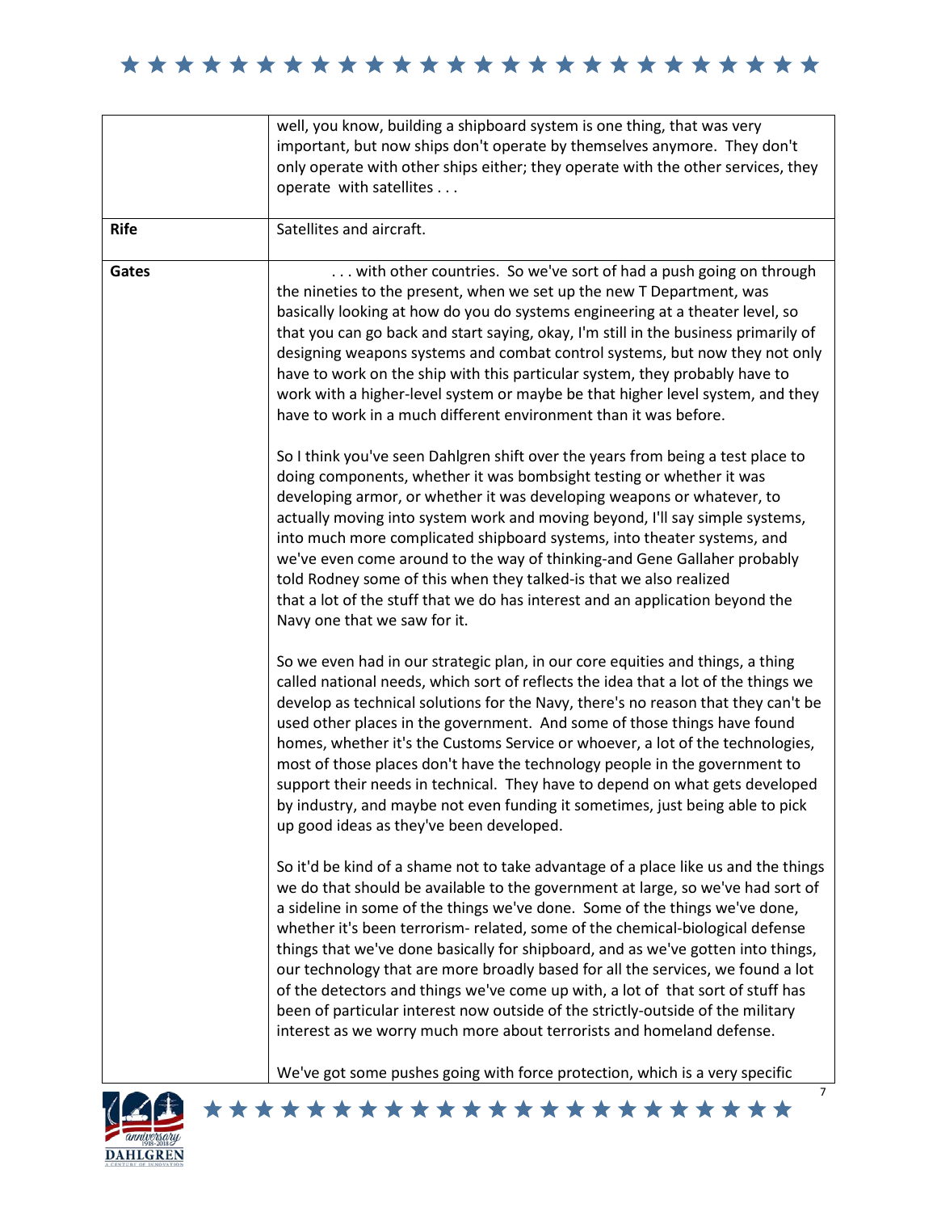| | |
|---|---|
| | well, you know, building a shipboard system is one thing, that was very important, but now ships don't operate by themselves anymore. They don't only operate with other ships either; they operate with the other services, they operate with satellites . . . |
| **Rife** | Satellites and aircraft. |
| **Gates** | . . . with other countries. So we've sort of had a push going on through the nineties to the present, when we set up the new T Department, was basically looking at how do you do systems engineering at a theater level, so that you can go back and start saying, okay, I'm still in the business primarily of designing weapons systems and combat control systems, but now they not only have to work on the ship with this particular system, they probably have to work with a higher-level system or maybe be that higher level system, and they have to work in a much different environment than it was before.<br><br>So I think you've seen Dahlgren shift over the years from being a test place to doing components, whether it was bombsight testing or whether it was developing armor, or whether it was developing weapons or whatever, to actually moving into system work and moving beyond, I'll say simple systems, into much more complicated shipboard systems, into theater systems, and we've even come around to the way of thinking-and Gene Gallaher probably told Rodney some of this when they talked-is that we also realized that a lot of the stuff that we do has interest and an application beyond the Navy one that we saw for it.<br><br>So we even had in our strategic plan, in our core equities and things, a thing called national needs, which sort of reflects the idea that a lot of the things we develop as technical solutions for the Navy, there's no reason that they can't be used other places in the government. And some of those things have found homes, whether it's the Customs Service or whoever, a lot of the technologies, most of those places don't have the technology people in the government to support their needs in technical. They have to depend on what gets developed by industry, and maybe not even funding it sometimes, just being able to pick up good ideas as they've been developed.<br><br>So it'd be kind of a shame not to take advantage of a place like us and the things we do that should be available to the government at large, so we've had sort of a sideline in some of the things we've done. Some of the things we've done, whether it's been terrorism- related, some of the chemical-biological defense things that we've done basically for shipboard, and as we've gotten into things, our technology that are more broadly based for all the services, we found a lot of the detectors and things we've come up with, a lot of that sort of stuff has been of particular interest now outside of the strictly-outside of the military interest as we worry much more about terrorists and homeland defense.<br><br>We've got some pushes going with force protection, which is a very specific |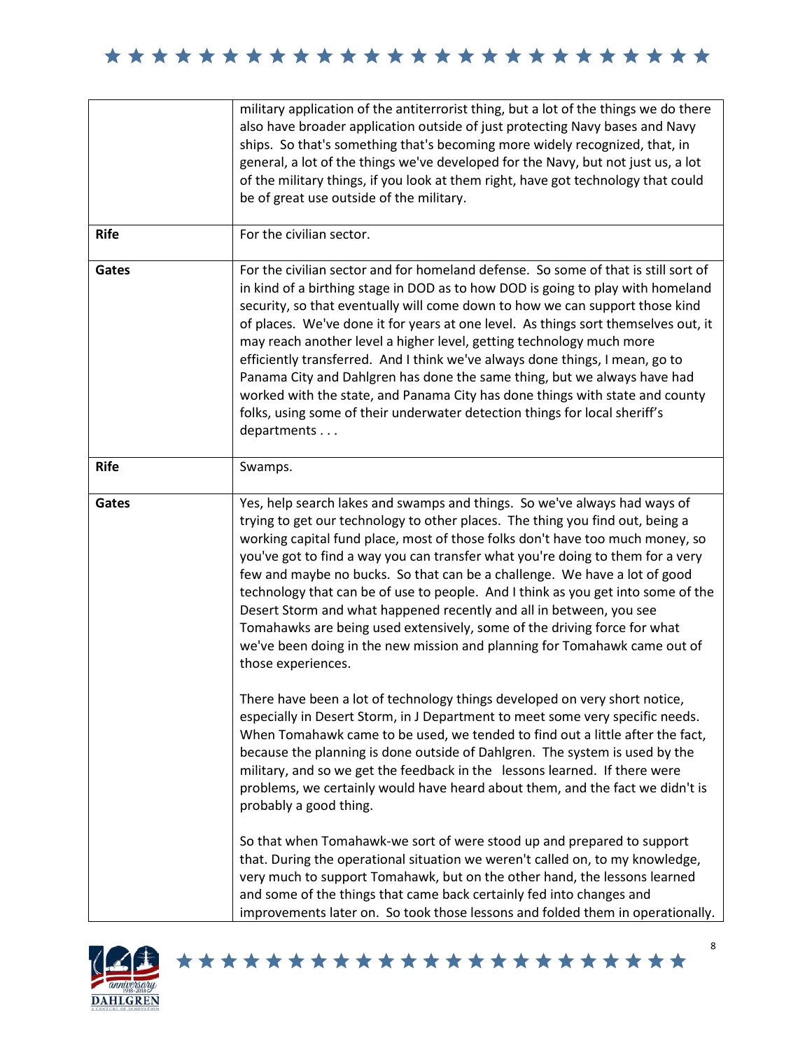| | |
|---|---|
| | military application of the antiterrorist thing, but a lot of the things we do there also have broader application outside of just protecting Navy bases and Navy ships. So that's something that's becoming more widely recognized, that, in general, a lot of the things we've developed for the Navy, but not just us, a lot of the military things, if you look at them right, have got technology that could be of great use outside of the military. |
| **Rife** | For the civilian sector. |
| **Gates** | For the civilian sector and for homeland defense. So some of that is still sort of in kind of a birthing stage in DOD as to how DOD is going to play with homeland security, so that eventually will come down to how we can support those kind of places. We've done it for years at one level. As things sort themselves out, it may reach another level a higher level, getting technology much more efficiently transferred. And I think we've always done things, I mean, go to Panama City and Dahlgren has done the same thing, but we always have had worked with the state, and Panama City has done things with state and county folks, using some of their underwater detection things for local sheriff's departments . . . |
| **Rife** | Swamps. |
| **Gates** | Yes, help search lakes and swamps and things. So we've always had ways of trying to get our technology to other places. The thing you find out, being a working capital fund place, most of those folks don't have too much money, so you've got to find a way you can transfer what you're doing to them for a very few and maybe no bucks. So that can be a challenge. We have a lot of good technology that can be of use to people. And I think as you get into some of the Desert Storm and what happened recently and all in between, you see Tomahawks are being used extensively, some of the driving force for what we've been doing in the new mission and planning for Tomahawk came out of those experiences.<br><br>There have been a lot of technology things developed on very short notice, especially in Desert Storm, in J Department to meet some very specific needs. When Tomahawk came to be used, we tended to find out a little after the fact, because the planning is done outside of Dahlgren. The system is used by the military, and so we get the feedback in the lessons learned. If there were problems, we certainly would have heard about them, and the fact we didn't is probably a good thing.<br><br>So that when Tomahawk-we sort of were stood up and prepared to support that. During the operational situation we weren't called on, to my knowledge, very much to support Tomahawk, but on the other hand, the lessons learned and some of the things that came back certainly fed into changes and improvements later on. So took those lessons and folded them in operationally. |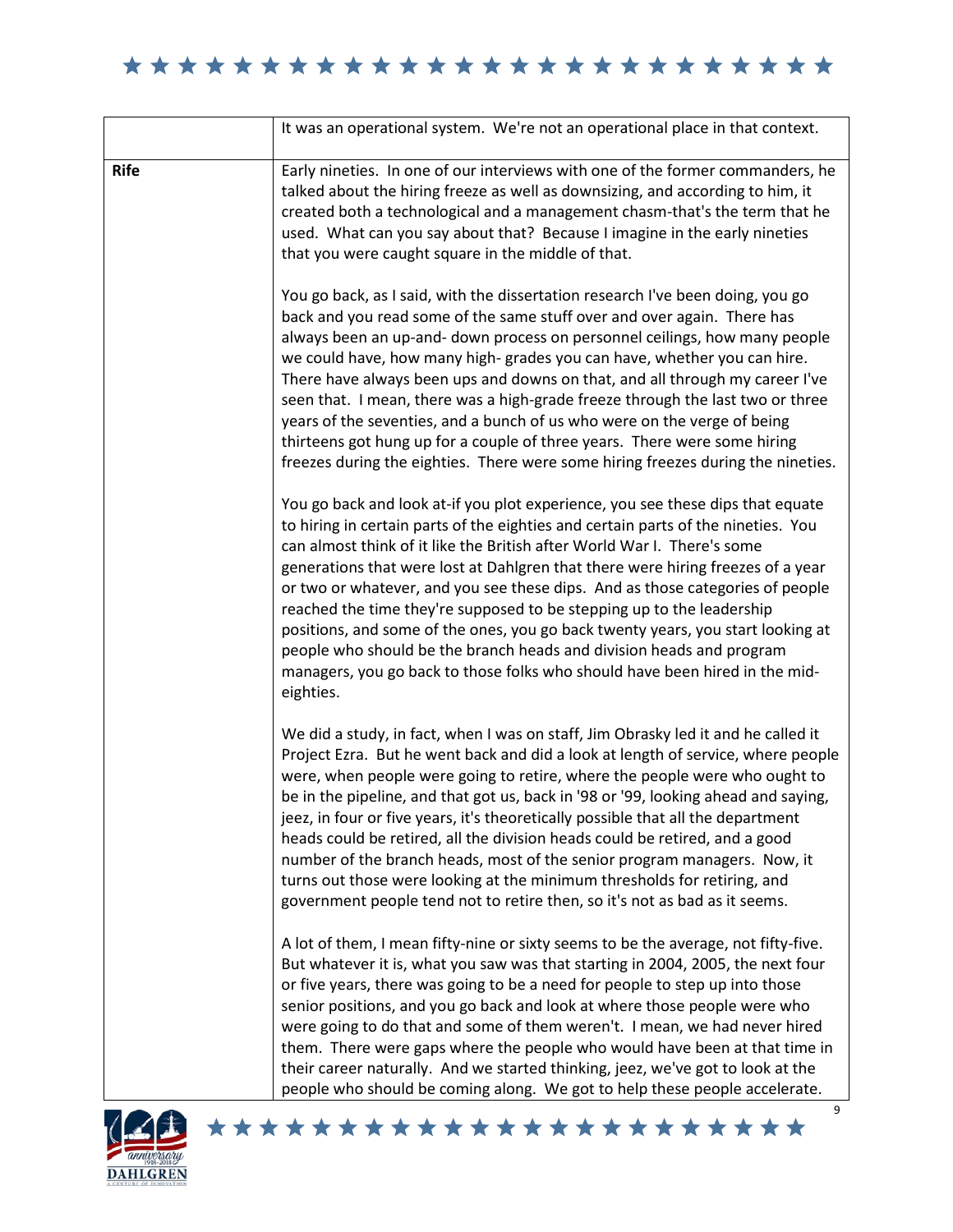| | |
|---|---|
| | It was an operational system. We're not an operational place in that context. |
| **Rife** | Early nineties. In one of our interviews with one of the former commanders, he talked about the hiring freeze as well as downsizing, and according to him, it created both a technological and a management chasm-that's the term that he used. What can you say about that? Because I imagine in the early nineties that you were caught square in the middle of that.<br><br>You go back, as I said, with the dissertation research I've been doing, you go back and you read some of the same stuff over and over again. There has always been an up-and- down process on personnel ceilings, how many people we could have, how many high- grades you can have, whether you can hire. There have always been ups and downs on that, and all through my career I've seen that. I mean, there was a high-grade freeze through the last two or three years of the seventies, and a bunch of us who were on the verge of being thirteens got hung up for a couple of three years. There were some hiring freezes during the eighties. There were some hiring freezes during the nineties.<br><br>You go back and look at-if you plot experience, you see these dips that equate to hiring in certain parts of the eighties and certain parts of the nineties. You can almost think of it like the British after World War I. There's some generations that were lost at Dahlgren that there were hiring freezes of a year or two or whatever, and you see these dips. And as those categories of people reached the time they're supposed to be stepping up to the leadership positions, and some of the ones, you go back twenty years, you start looking at people who should be the branch heads and division heads and program managers, you go back to those folks who should have been hired in the mid-eighties.<br><br>We did a study, in fact, when I was on staff, Jim Obrasky led it and he called it Project Ezra. But he went back and did a look at length of service, where people were, when people were going to retire, where the people were who ought to be in the pipeline, and that got us, back in '98 or '99, looking ahead and saying, jeez, in four or five years, it's theoretically possible that all the department heads could be retired, all the division heads could be retired, and a good number of the branch heads, most of the senior program managers. Now, it turns out those were looking at the minimum thresholds for retiring, and government people tend not to retire then, so it's not as bad as it seems.<br><br>A lot of them, I mean fifty-nine or sixty seems to be the average, not fifty-five. But whatever it is, what you saw was that starting in 2004, 2005, the next four or five years, there was going to be a need for people to step up into those senior positions, and you go back and look at where those people were who were going to do that and some of them weren't. I mean, we had never hired them. There were gaps where the people who would have been at that time in their career naturally. And we started thinking, jeez, we've got to look at the people who should be coming along. We got to help these people accelerate. |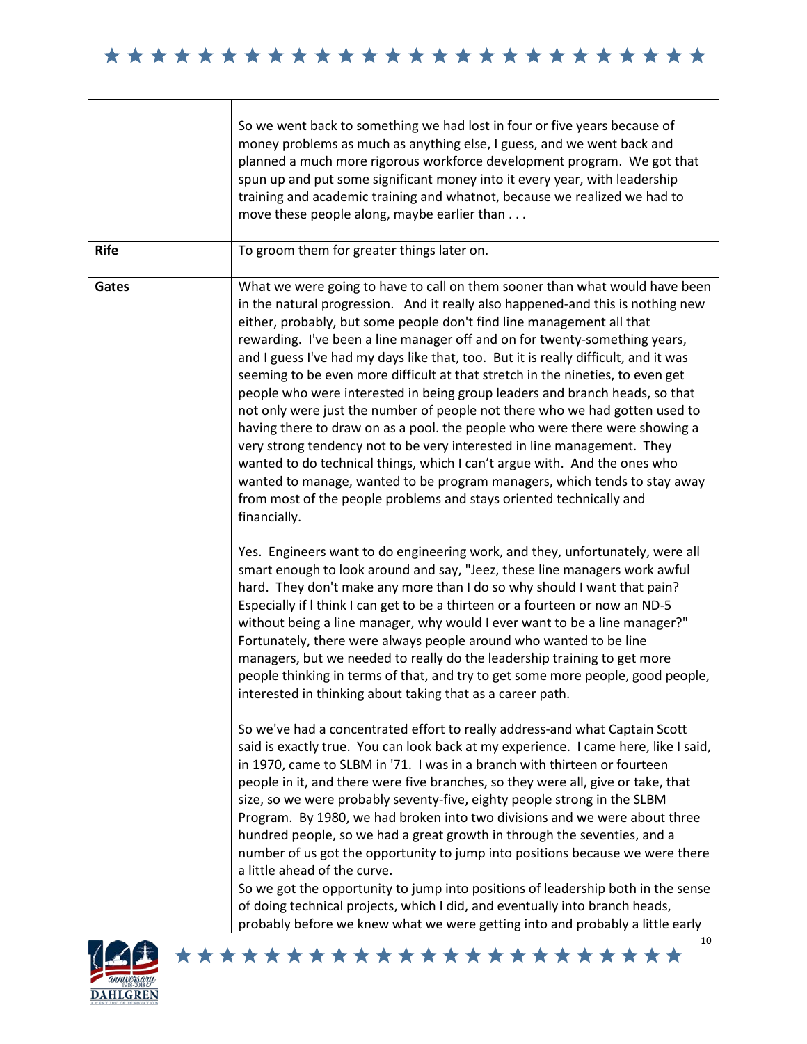| | |
|---|---|
| | So we went back to something we had lost in four or five years because of money problems as much as anything else, I guess, and we went back and planned a much more rigorous workforce development program. We got that spun up and put some significant money into it every year, with leadership training and academic training and whatnot, because we realized we had to move these people along, maybe earlier than . . . |
| **Rife** | To groom them for greater things later on. |
| **Gates** | What we were going to have to call on them sooner than what would have been in the natural progression. And it really also happened-and this is nothing new either, probably, but some people don't find line management all that rewarding. I've been a line manager off and on for twenty-something years, and I guess I've had my days like that, too. But it is really difficult, and it was seeming to be even more difficult at that stretch in the nineties, to even get people who were interested in being group leaders and branch heads, so that not only were just the number of people not there who we had gotten used to having there to draw on as a pool. the people who were there were showing a very strong tendency not to be very interested in line management. They wanted to do technical things, which I can't argue with. And the ones who wanted to manage, wanted to be program managers, which tends to stay away from most of the people problems and stays oriented technically and financially.<br><br>Yes. Engineers want to do engineering work, and they, unfortunately, were all smart enough to look around and say, "Jeez, these line managers work awful hard. They don't make any more than I do so why should I want that pain? Especially if l think I can get to be a thirteen or a fourteen or now an ND-5 without being a line manager, why would I ever want to be a line manager?" Fortunately, there were always people around who wanted to be line managers, but we needed to really do the leadership training to get more people thinking in terms of that, and try to get some more people, good people, interested in thinking about taking that as a career path.<br><br>So we've had a concentrated effort to really address-and what Captain Scott said is exactly true. You can look back at my experience. I came here, like I said, in 1970, came to SLBM in '71. I was in a branch with thirteen or fourteen people in it, and there were five branches, so they were all, give or take, that size, so we were probably seventy-five, eighty people strong in the SLBM Program. By 1980, we had broken into two divisions and we were about three hundred people, so we had a great growth in through the seventies, and a number of us got the opportunity to jump into positions because we were there a little ahead of the curve.<br>So we got the opportunity to jump into positions of leadership both in the sense of doing technical projects, which I did, and eventually into branch heads, probably before we knew what we were getting into and probably a little early |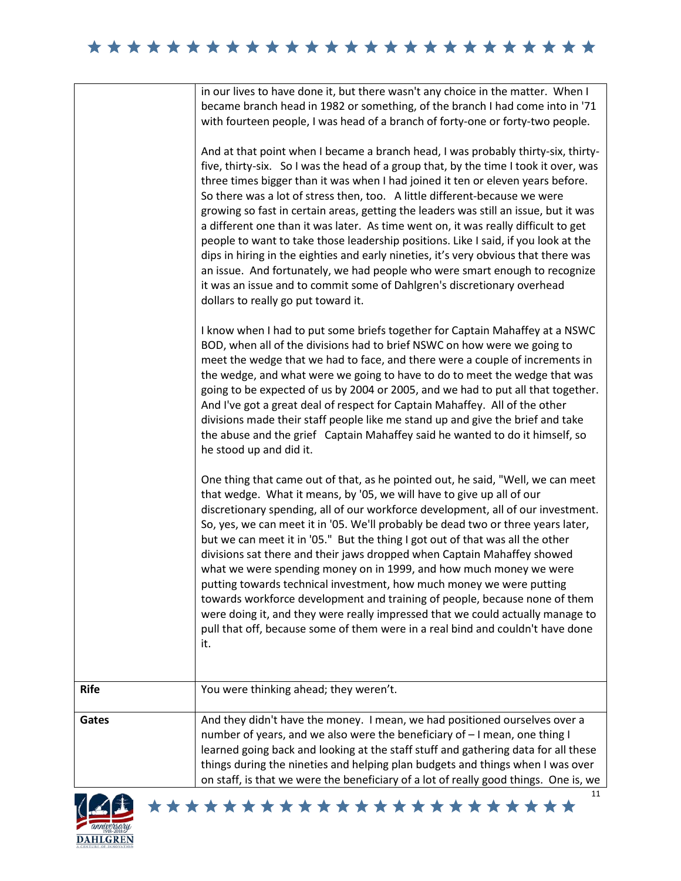| | |
|---|---|
| | in our lives to have done it, but there wasn't any choice in the matter. When I became branch head in 1982 or something, of the branch I had come into in '71 with fourteen people, I was head of a branch of forty-one or forty-two people.<br><br>And at that point when I became a branch head, I was probably thirty-six, thirty-five, thirty-six. So I was the head of a group that, by the time I took it over, was three times bigger than it was when I had joined it ten or eleven years before. So there was a lot of stress then, too. A little different-because we were growing so fast in certain areas, getting the leaders was still an issue, but it was a different one than it was later. As time went on, it was really difficult to get people to want to take those leadership positions. Like I said, if you look at the dips in hiring in the eighties and early nineties, it's very obvious that there was an issue. And fortunately, we had people who were smart enough to recognize it was an issue and to commit some of Dahlgren's discretionary overhead dollars to really go put toward it.<br><br>I know when I had to put some briefs together for Captain Mahaffey at a NSWC BOD, when all of the divisions had to brief NSWC on how were we going to meet the wedge that we had to face, and there were a couple of increments in the wedge, and what were we going to have to do to meet the wedge that was going to be expected of us by 2004 or 2005, and we had to put all that together. And I've got a great deal of respect for Captain Mahaffey. All of the other divisions made their staff people like me stand up and give the brief and take the abuse and the grief Captain Mahaffey said he wanted to do it himself, so he stood up and did it.<br><br>One thing that came out of that, as he pointed out, he said, "Well, we can meet that wedge. What it means, by '05, we will have to give up all of our discretionary spending, all of our workforce development, all of our investment. So, yes, we can meet it in '05. We'll probably be dead two or three years later, but we can meet it in '05." But the thing I got out of that was all the other divisions sat there and their jaws dropped when Captain Mahaffey showed what we were spending money on in 1999, and how much money we were putting towards technical investment, how much money we were putting towards workforce development and training of people, because none of them were doing it, and they were really impressed that we could actually manage to pull that off, because some of them were in a real bind and couldn't have done it. |
| **Rife** | You were thinking ahead; they weren't. |
| **Gates** | And they didn't have the money. I mean, we had positioned ourselves over a number of years, and we also were the beneficiary of – I mean, one thing I learned going back and looking at the staff stuff and gathering data for all these things during the nineties and helping plan budgets and things when I was over on staff, is that we were the beneficiary of a lot of really good things. One is, we |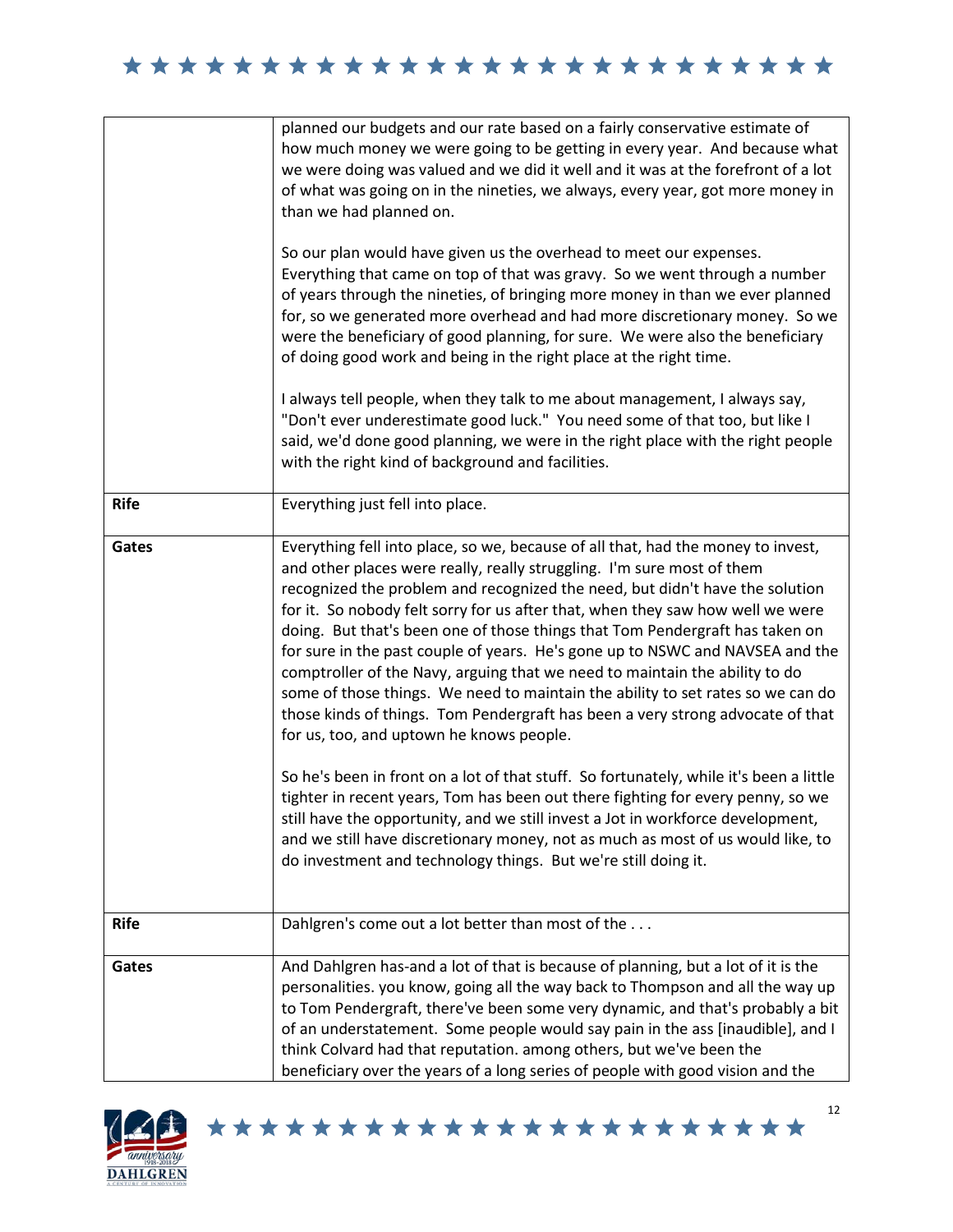| | |
|---|---|
| | planned our budgets and our rate based on a fairly conservative estimate of how much money we were going to be getting in every year. And because what we were doing was valued and we did it well and it was at the forefront of a lot of what was going on in the nineties, we always, every year, got more money in than we had planned on.<br><br>So our plan would have given us the overhead to meet our expenses. Everything that came on top of that was gravy. So we went through a number of years through the nineties, of bringing more money in than we ever planned for, so we generated more overhead and had more discretionary money. So we were the beneficiary of good planning, for sure. We were also the beneficiary of doing good work and being in the right place at the right time.<br><br>I always tell people, when they talk to me about management, I always say, "Don't ever underestimate good luck." You need some of that too, but like I said, we'd done good planning, we were in the right place with the right people with the right kind of background and facilities. |
| **Rife** | Everything just fell into place. |
| **Gates** | Everything fell into place, so we, because of all that, had the money to invest, and other places were really, really struggling. I'm sure most of them recognized the problem and recognized the need, but didn't have the solution for it. So nobody felt sorry for us after that, when they saw how well we were doing. But that's been one of those things that Tom Pendergraft has taken on for sure in the past couple of years. He's gone up to NSWC and NAVSEA and the comptroller of the Navy, arguing that we need to maintain the ability to do some of those things. We need to maintain the ability to set rates so we can do those kinds of things. Tom Pendergraft has been a very strong advocate of that for us, too, and uptown he knows people.<br><br>So he's been in front on a lot of that stuff. So fortunately, while it's been a little tighter in recent years, Tom has been out there fighting for every penny, so we still have the opportunity, and we still invest a Jot in workforce development, and we still have discretionary money, not as much as most of us would like, to do investment and technology things. But we're still doing it. |
| **Rife** | Dahlgren's come out a lot better than most of the . . . |
| **Gates** | And Dahlgren has-and a lot of that is because of planning, but a lot of it is the personalities. you know, going all the way back to Thompson and all the way up to Tom Pendergraft, there've been some very dynamic, and that's probably a bit of an understatement. Some people would say pain in the ass [inaudible], and I think Colvard had that reputation. among others, but we've been the beneficiary over the years of a long series of people with good vision and the |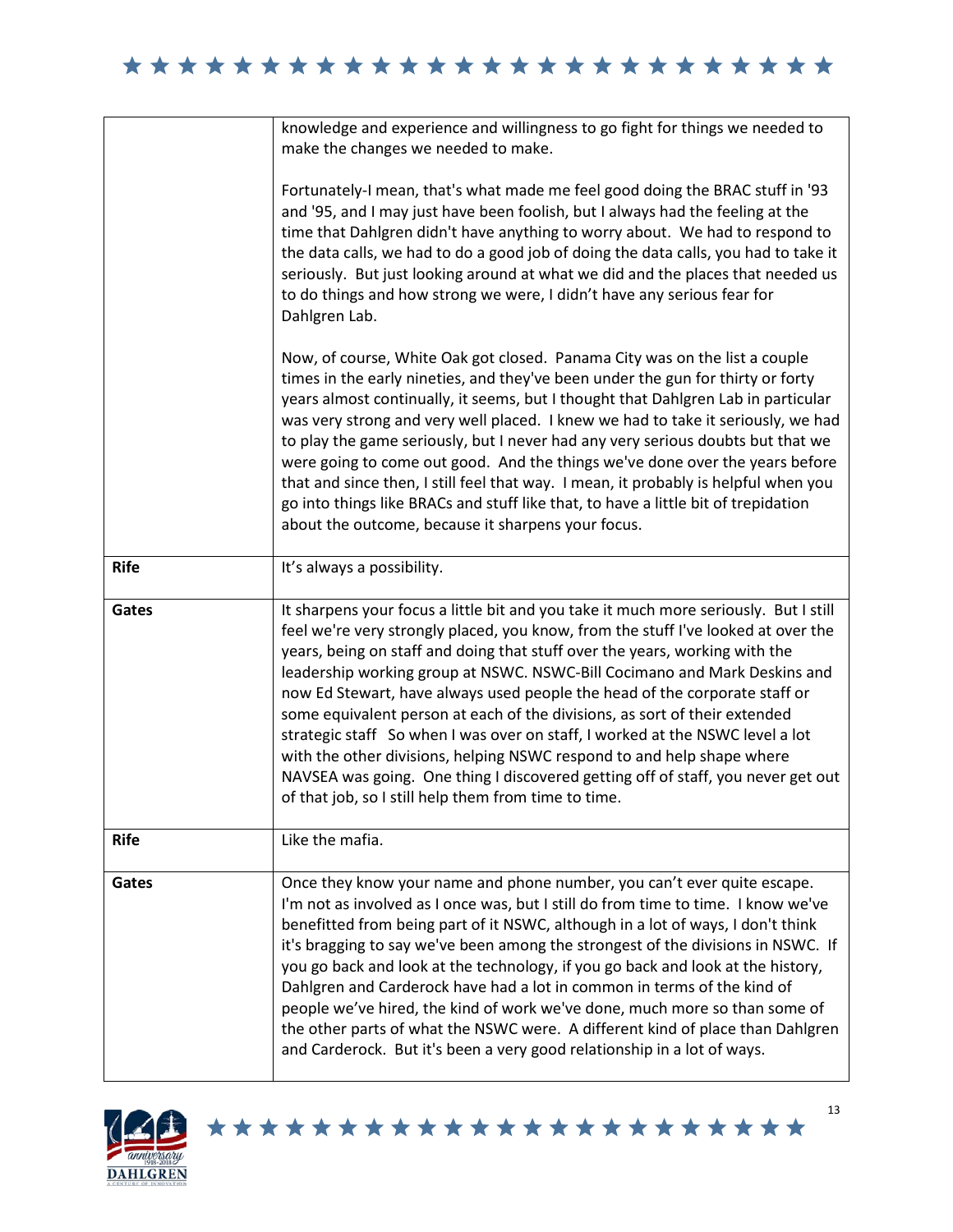| | |
|---|---|
| | knowledge and experience and willingness to go fight for things we needed to make the changes we needed to make.<br><br>Fortunately-I mean, that's what made me feel good doing the BRAC stuff in '93 and '95, and I may just have been foolish, but I always had the feeling at the time that Dahlgren didn't have anything to worry about. We had to respond to the data calls, we had to do a good job of doing the data calls, you had to take it seriously. But just looking around at what we did and the places that needed us to do things and how strong we were, I didn't have any serious fear for Dahlgren Lab.<br><br>Now, of course, White Oak got closed. Panama City was on the list a couple times in the early nineties, and they've been under the gun for thirty or forty years almost continually, it seems, but I thought that Dahlgren Lab in particular was very strong and very well placed. I knew we had to take it seriously, we had to play the game seriously, but I never had any very serious doubts but that we were going to come out good. And the things we've done over the years before that and since then, I still feel that way. I mean, it probably is helpful when you go into things like BRACs and stuff like that, to have a little bit of trepidation about the outcome, because it sharpens your focus. |
| **Rife** | It's always a possibility. |
| **Gates** | It sharpens your focus a little bit and you take it much more seriously. But I still feel we're very strongly placed, you know, from the stuff I've looked at over the years, being on staff and doing that stuff over the years, working with the leadership working group at NSWC. NSWC-Bill Cocimano and Mark Deskins and now Ed Stewart, have always used people the head of the corporate staff or some equivalent person at each of the divisions, as sort of their extended strategic staff So when I was over on staff, I worked at the NSWC level a lot with the other divisions, helping NSWC respond to and help shape where NAVSEA was going. One thing I discovered getting off of staff, you never get out of that job, so I still help them from time to time. |
| **Rife** | Like the mafia. |
| **Gates** | Once they know your name and phone number, you can't ever quite escape. I'm not as involved as I once was, but I still do from time to time. I know we've benefitted from being part of it NSWC, although in a lot of ways, I don't think it's bragging to say we've been among the strongest of the divisions in NSWC. If you go back and look at the technology, if you go back and look at the history, Dahlgren and Carderock have had a lot in common in terms of the kind of people we've hired, the kind of work we've done, much more so than some of the other parts of what the NSWC were. A different kind of place than Dahlgren and Carderock. But it's been a very good relationship in a lot of ways. |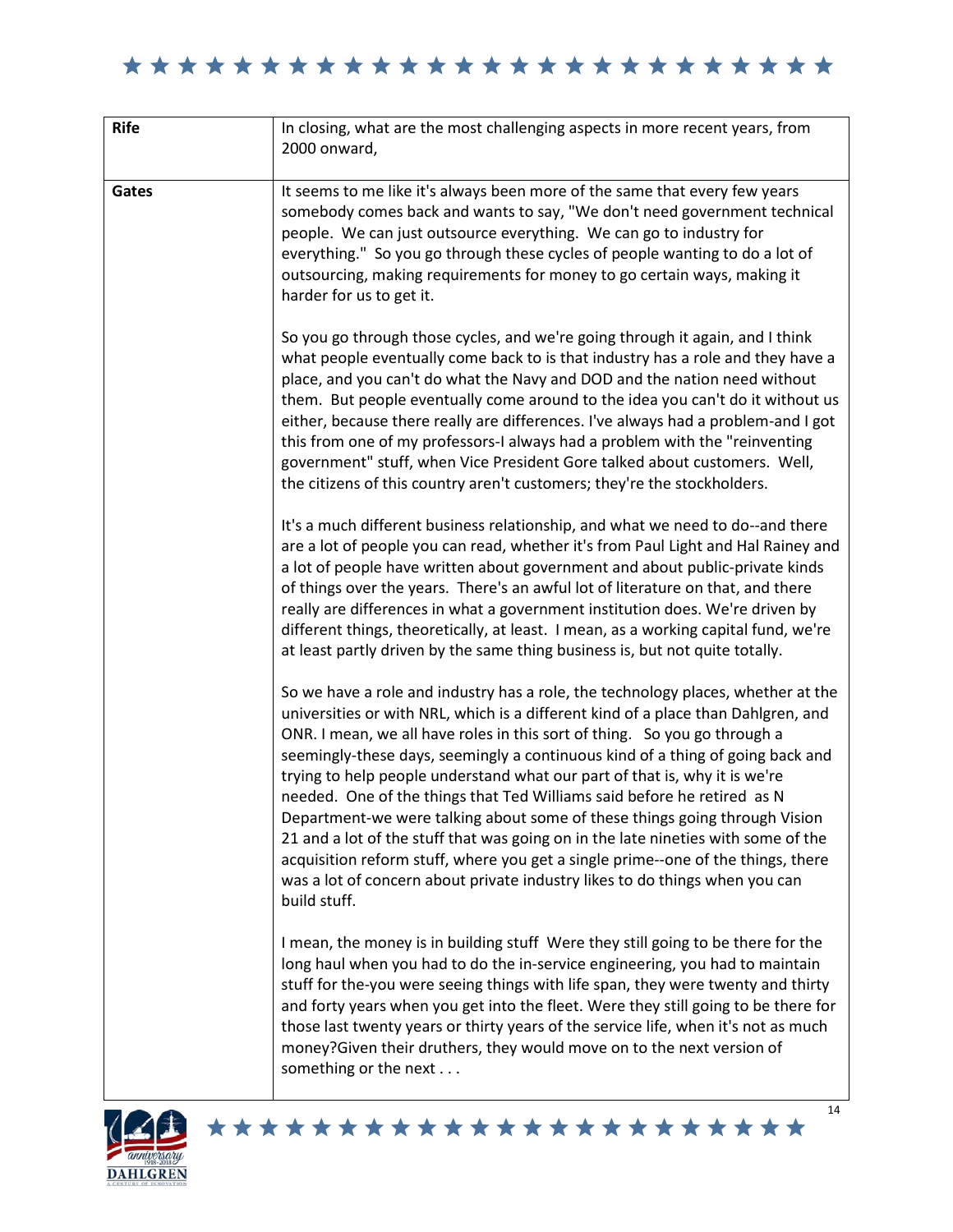| **Rife** | In closing, what are the most challenging aspects in more recent years, from 2000 onward, |
|---|---|
| **Gates** | It seems to me like it's always been more of the same that every few years somebody comes back and wants to say, "We don't need government technical people. We can just outsource everything. We can go to industry for everything." So you go through these cycles of people wanting to do a lot of outsourcing, making requirements for money to go certain ways, making it harder for us to get it.<br><br>So you go through those cycles, and we're going through it again, and I think what people eventually come back to is that industry has a role and they have a place, and you can't do what the Navy and DOD and the nation need without them. But people eventually come around to the idea you can't do it without us either, because there really are differences. I've always had a problem-and I got this from one of my professors-I always had a problem with the "reinventing government" stuff, when Vice President Gore talked about customers. Well, the citizens of this country aren't customers; they're the stockholders.<br><br>It's a much different business relationship, and what we need to do--and there are a lot of people you can read, whether it's from Paul Light and Hal Rainey and a lot of people have written about government and about public-private kinds of things over the years. There's an awful lot of literature on that, and there really are differences in what a government institution does. We're driven by different things, theoretically, at least. I mean, as a working capital fund, we're at least partly driven by the same thing business is, but not quite totally.<br><br>So we have a role and industry has a role, the technology places, whether at the universities or with NRL, which is a different kind of a place than Dahlgren, and ONR. I mean, we all have roles in this sort of thing. So you go through a seemingly-these days, seemingly a continuous kind of a thing of going back and trying to help people understand what our part of that is, why it is we're needed. One of the things that Ted Williams said before he retired as N Department-we were talking about some of these things going through Vision 21 and a lot of the stuff that was going on in the late nineties with some of the acquisition reform stuff, where you get a single prime--one of the things, there was a lot of concern about private industry likes to do things when you can build stuff.<br><br>I mean, the money is in building stuff Were they still going to be there for the long haul when you had to do the in-service engineering, you had to maintain stuff for the-you were seeing things with life span, they were twenty and thirty and forty years when you get into the fleet. Were they still going to be there for those last twenty years or thirty years of the service life, when it's not as much money?Given their druthers, they would move on to the next version of something or the next . . . |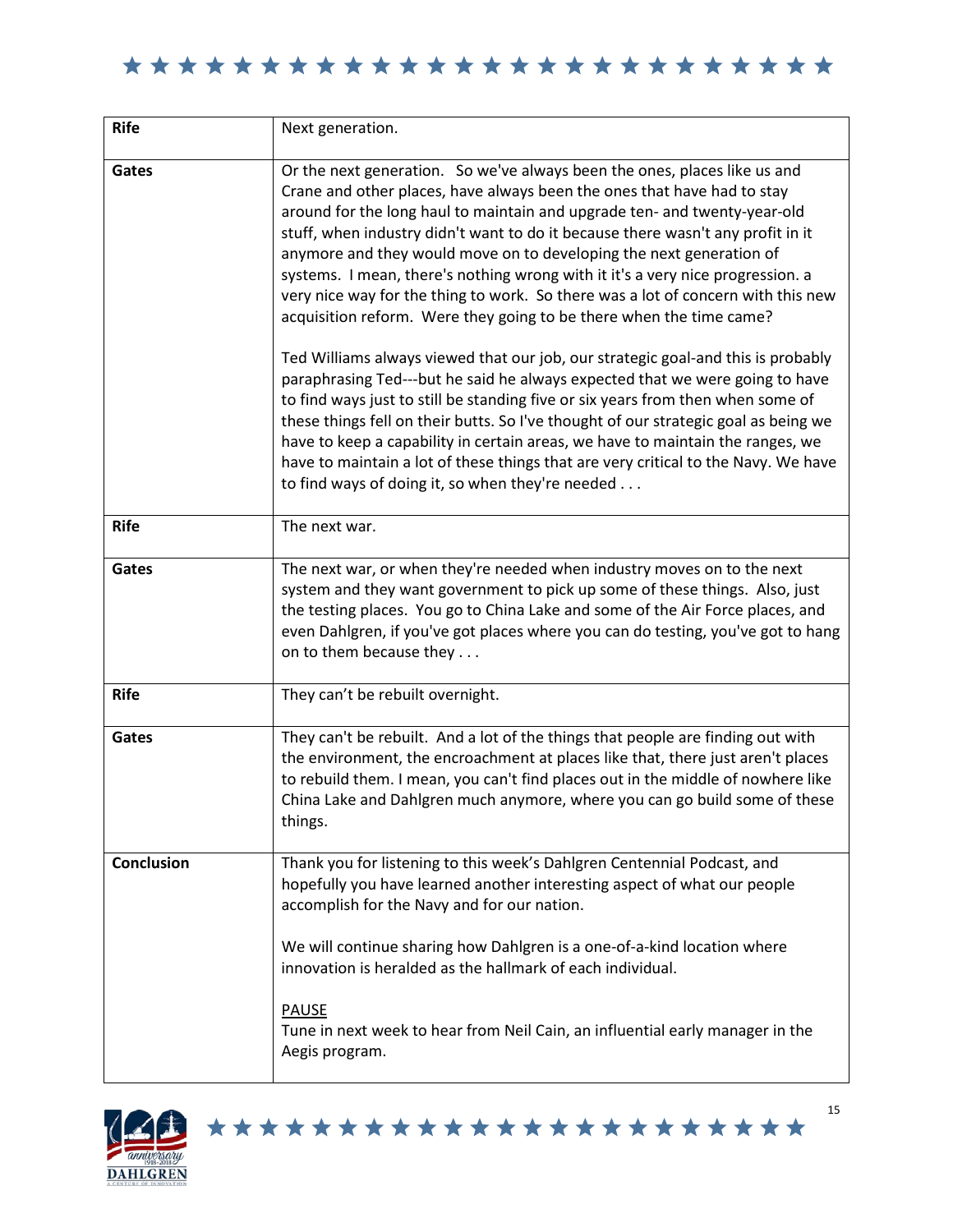| | |
|---|---|
| **Rife** | Next generation. |
| **Gates** | Or the next generation. So we've always been the ones, places like us and Crane and other places, have always been the ones that have had to stay around for the long haul to maintain and upgrade ten- and twenty-year-old stuff, when industry didn't want to do it because there wasn't any profit in it anymore and they would move on to developing the next generation of systems. I mean, there's nothing wrong with it it's a very nice progression. a very nice way for the thing to work. So there was a lot of concern with this new acquisition reform. Were they going to be there when the time came?<br><br>Ted Williams always viewed that our job, our strategic goal-and this is probably paraphrasing Ted---but he said he always expected that we were going to have to find ways just to still be standing five or six years from then when some of these things fell on their butts. So I've thought of our strategic goal as being we have to keep a capability in certain areas, we have to maintain the ranges, we have to maintain a lot of these things that are very critical to the Navy. We have to find ways of doing it, so when they're needed . . . |
| **Rife** | The next war. |
| **Gates** | The next war, or when they're needed when industry moves on to the next system and they want government to pick up some of these things. Also, just the testing places. You go to China Lake and some of the Air Force places, and even Dahlgren, if you've got places where you can do testing, you've got to hang on to them because they . . . |
| **Rife** | They can't be rebuilt overnight. |
| **Gates** | They can't be rebuilt. And a lot of the things that people are finding out with the environment, the encroachment at places like that, there just aren't places to rebuild them. I mean, you can't find places out in the middle of nowhere like China Lake and Dahlgren much anymore, where you can go build some of these things. |
| **Conclusion** | Thank you for listening to this week's Dahlgren Centennial Podcast, and hopefully you have learned another interesting aspect of what our people accomplish for the Navy and for our nation.<br><br>We will continue sharing how Dahlgren is a one-of-a-kind location where innovation is heralded as the hallmark of each individual.<br><br><u>PAUSE</u><br>Tune in next week to hear from Neil Cain, an influential early manager in the Aegis program. |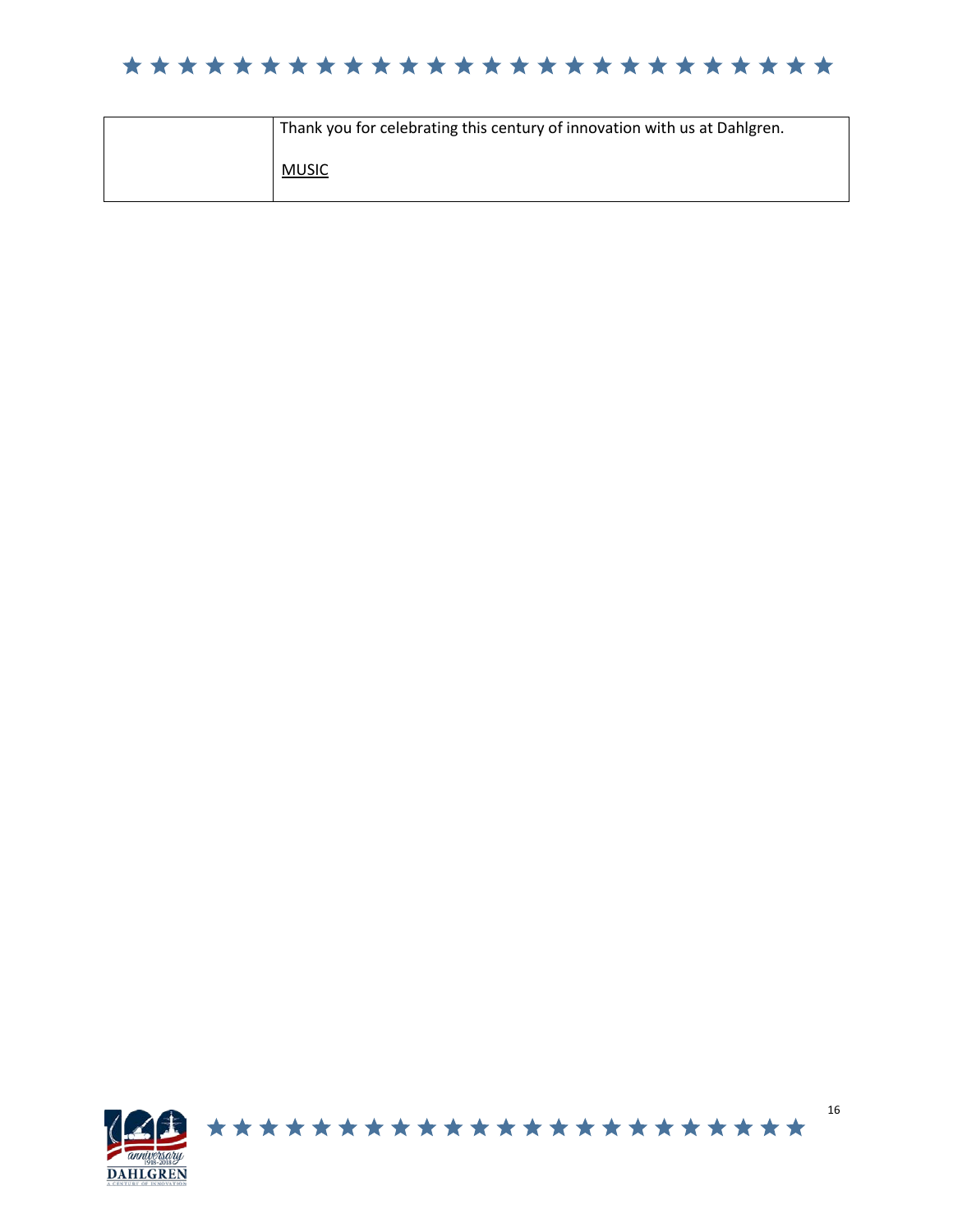| | |
|---|---|
| | Thank you for celebrating this century of innovation with us at Dahlgren.<br><br><u>MUSIC</u> |